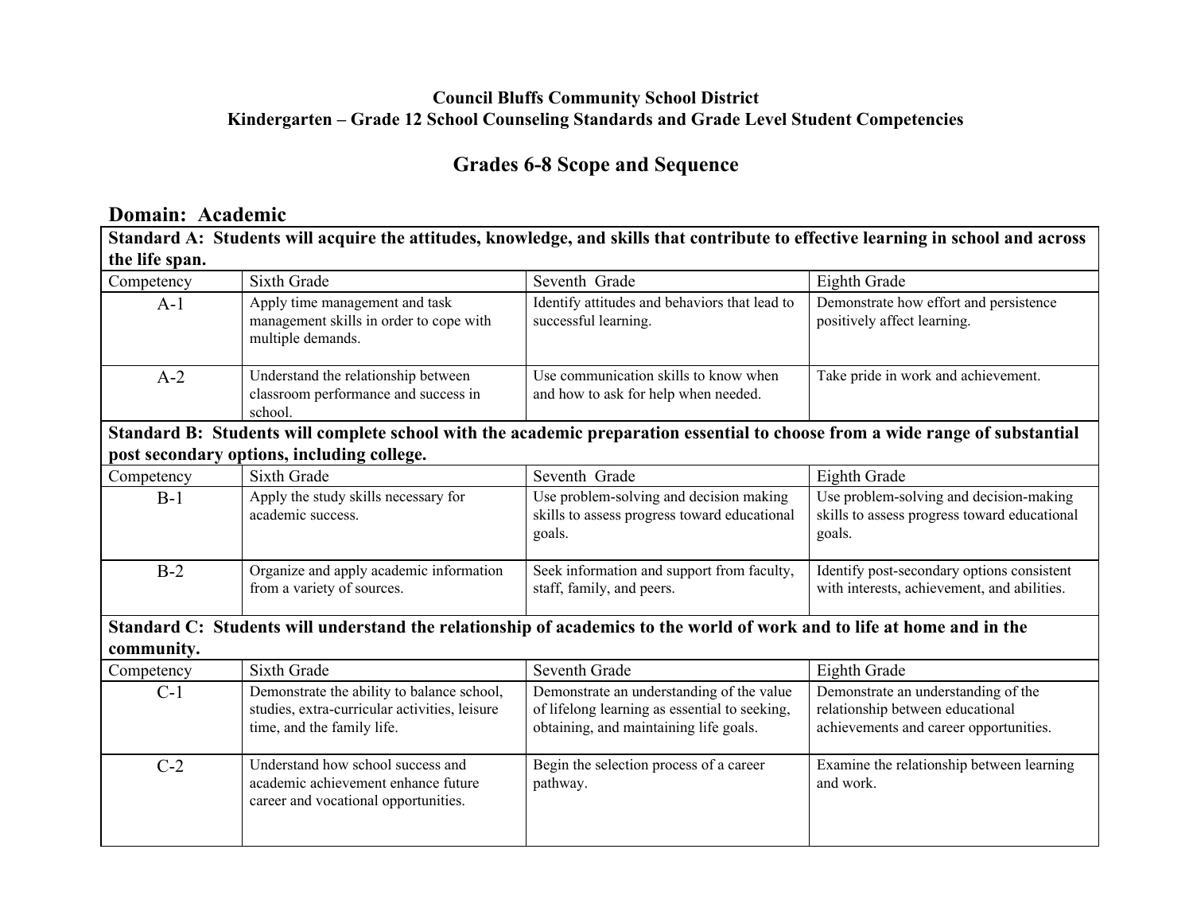**Council Bluffs Community School District**
**Kindergarten – Grade 12 School Counseling Standards and Grade Level Student Competencies**

# Grades 6-8 Scope and Sequence

## Domain: Academic

**Standard A: Students will acquire the attitudes, knowledge, and skills that contribute to effective learning in school and across the life span.**

| Competency | Sixth Grade | Seventh Grade | Eighth Grade |
|---|---|---|---|
| A-1 | Apply time management and task management skills in order to cope with multiple demands. | Identify attitudes and behaviors that lead to successful learning. | Demonstrate how effort and persistence positively affect learning. |
| A-2 | Understand the relationship between classroom performance and success in school. | Use communication skills to know when and how to ask for help when needed. | Take pride in work and achievement. |

**Standard B: Students will complete school with the academic preparation essential to choose from a wide range of substantial post secondary options, including college.**

| Competency | Sixth Grade | Seventh Grade | Eighth Grade |
|---|---|---|---|
| B-1 | Apply the study skills necessary for academic success. | Use problem-solving and decision making skills to assess progress toward educational goals. | Use problem-solving and decision-making skills to assess progress toward educational goals. |
| B-2 | Organize and apply academic information from a variety of sources. | Seek information and support from faculty, staff, family, and peers. | Identify post-secondary options consistent with interests, achievement, and abilities. |

**Standard C: Students will understand the relationship of academics to the world of work and to life at home and in the community.**

| Competency | Sixth Grade | Seventh Grade | Eighth Grade |
|---|---|---|---|
| C-1 | Demonstrate the ability to balance school, studies, extra-curricular activities, leisure time, and the family life. | Demonstrate an understanding of the value of lifelong learning as essential to seeking, obtaining, and maintaining life goals. | Demonstrate an understanding of the relationship between educational achievements and career opportunities. |
| C-2 | Understand how school success and academic achievement enhance future career and vocational opportunities. | Begin the selection process of a career pathway. | Examine the relationship between learning and work. |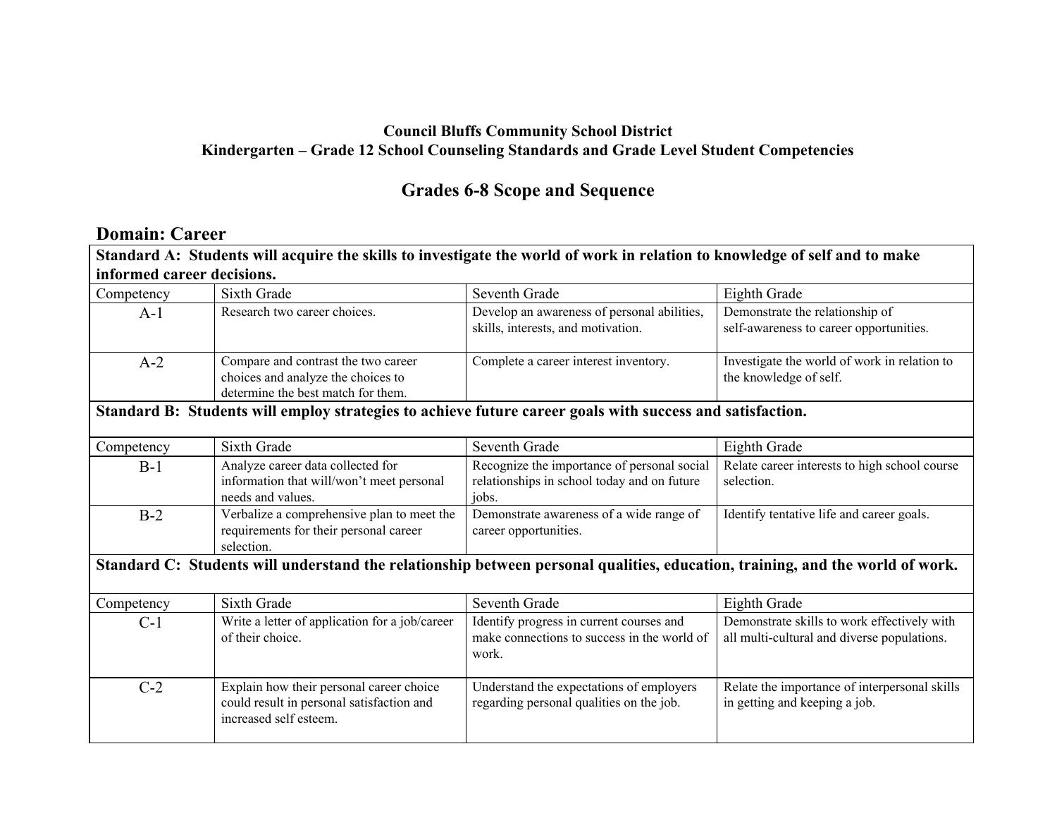**Council Bluffs Community School District**
**Kindergarten – Grade 12 School Counseling Standards and Grade Level Student Competencies**

# Grades 6-8 Scope and Sequence

## Domain: Career

**Standard A: Students will acquire the skills to investigate the world of work in relation to knowledge of self and to make informed career decisions.**

| Competency | Sixth Grade | Seventh Grade | Eighth Grade |
|---|---|---|---|
| A-1 | Research two career choices. | Develop an awareness of personal abilities, skills, interests, and motivation. | Demonstrate the relationship of self-awareness to career opportunities. |
| A-2 | Compare and contrast the two career choices and analyze the choices to determine the best match for them. | Complete a career interest inventory. | Investigate the world of work in relation to the knowledge of self. |

**Standard B: Students will employ strategies to achieve future career goals with success and satisfaction.**

| Competency | Sixth Grade | Seventh Grade | Eighth Grade |
|---|---|---|---|
| B-1 | Analyze career data collected for information that will/won't meet personal needs and values. | Recognize the importance of personal social relationships in school today and on future jobs. | Relate career interests to high school course selection. |
| B-2 | Verbalize a comprehensive plan to meet the requirements for their personal career selection. | Demonstrate awareness of a wide range of career opportunities. | Identify tentative life and career goals. |

**Standard C: Students will understand the relationship between personal qualities, education, training, and the world of work.**

| Competency | Sixth Grade | Seventh Grade | Eighth Grade |
|---|---|---|---|
| C-1 | Write a letter of application for a job/career of their choice. | Identify progress in current courses and make connections to success in the world of work. | Demonstrate skills to work effectively with all multi-cultural and diverse populations. |
| C-2 | Explain how their personal career choice could result in personal satisfaction and increased self esteem. | Understand the expectations of employers regarding personal qualities on the job. | Relate the importance of interpersonal skills in getting and keeping a job. |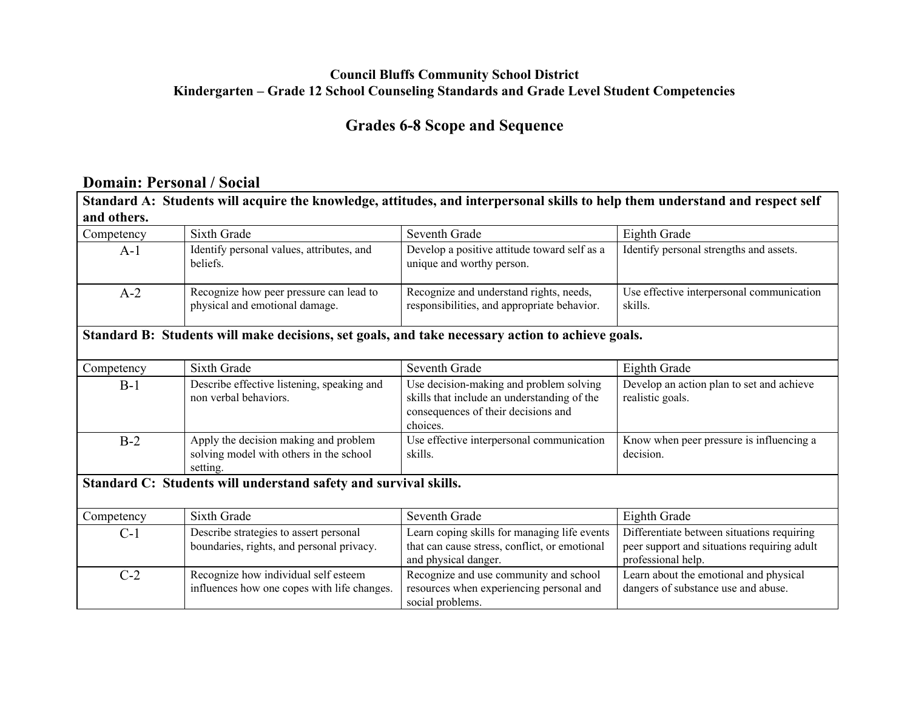**Council Bluffs Community School District**
**Kindergarten – Grade 12 School Counseling Standards and Grade Level Student Competencies**

## Grades 6-8 Scope and Sequence

### Domain: Personal / Social

| **Standard A: Students will acquire the knowledge, attitudes, and interpersonal skills to help them understand and respect self and others.** | | | |
|---|---|---|---|
| Competency | Sixth Grade | Seventh Grade | Eighth Grade |
| A-1 | Identify personal values, attributes, and beliefs. | Develop a positive attitude toward self as a unique and worthy person. | Identify personal strengths and assets. |
| A-2 | Recognize how peer pressure can lead to physical and emotional damage. | Recognize and understand rights, needs, responsibilities, and appropriate behavior. | Use effective interpersonal communication skills. |

| **Standard B: Students will make decisions, set goals, and take necessary action to achieve goals.** | | | |
|---|---|---|---|
| Competency | Sixth Grade | Seventh Grade | Eighth Grade |
| B-1 | Describe effective listening, speaking and non verbal behaviors. | Use decision-making and problem solving skills that include an understanding of the consequences of their decisions and choices. | Develop an action plan to set and achieve realistic goals. |
| B-2 | Apply the decision making and problem solving model with others in the school setting. | Use effective interpersonal communication skills. | Know when peer pressure is influencing a decision. |

| **Standard C: Students will understand safety and survival skills.** | | | |
|---|---|---|---|
| Competency | Sixth Grade | Seventh Grade | Eighth Grade |
| C-1 | Describe strategies to assert personal boundaries, rights, and personal privacy. | Learn coping skills for managing life events that can cause stress, conflict, or emotional and physical danger. | Differentiate between situations requiring peer support and situations requiring adult professional help. |
| C-2 | Recognize how individual self esteem influences how one copes with life changes. | Recognize and use community and school resources when experiencing personal and social problems. | Learn about the emotional and physical dangers of substance use and abuse. |